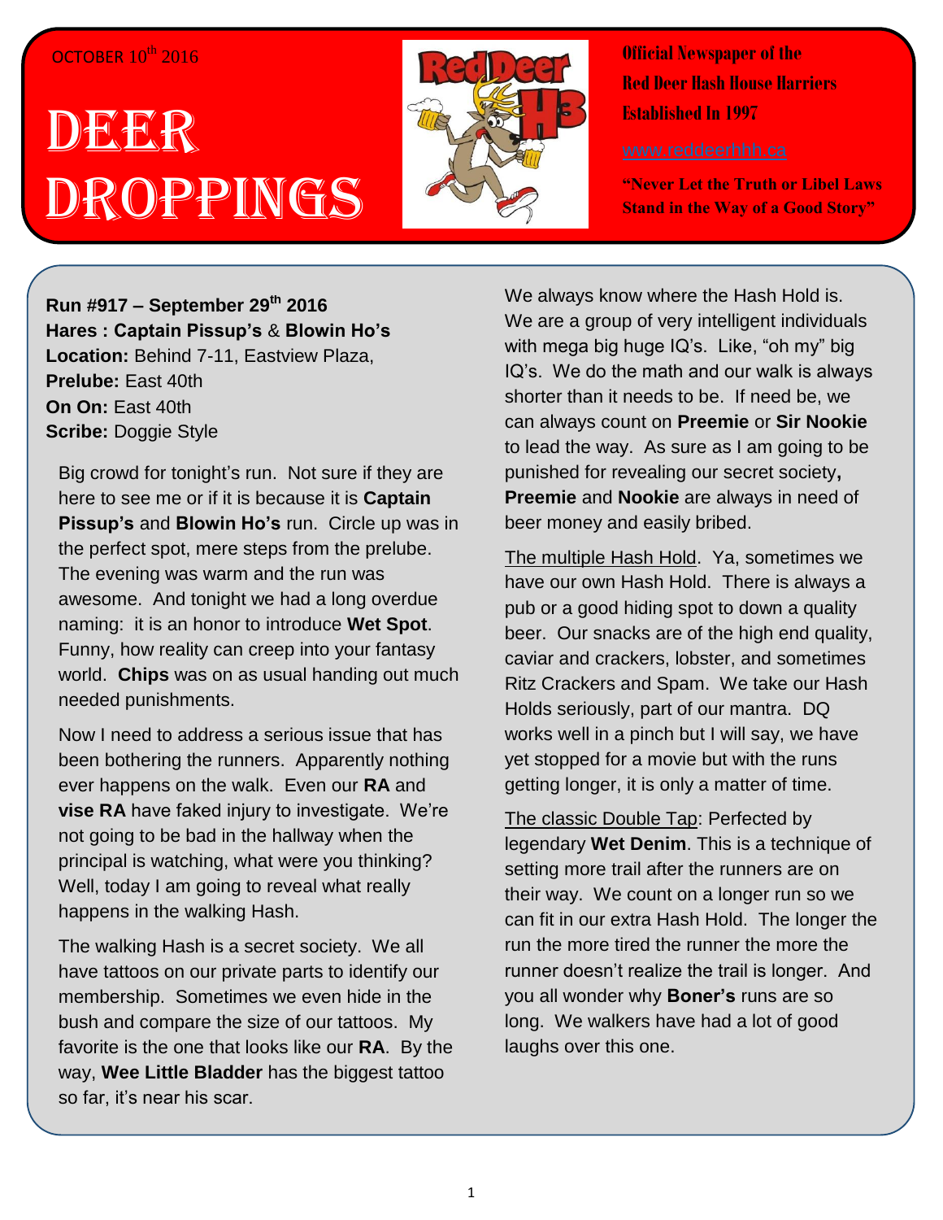OCTOBER 10th 2016

# DEER DROPPINGS

**Official Newspaper of the Red Deer Hash House Harriers Established In 1997**

www.reddeerhhh.ca

**"Never Let the Truth or Libel Laws Stand in the Way of a Good Story"**

**Run #917 – September 29th 2016**
**Hares : Captain Pissup's** & **Blowin Ho's**
**Location:** Behind 7-11, Eastview Plaza,
**Prelube:** East 40th
**On On:** East 40th
**Scribe:** Doggie Style

Big crowd for tonight's run. Not sure if they are here to see me or if it is because it is **Captain Pissup's** and **Blowin Ho's** run. Circle up was in the perfect spot, mere steps from the prelube. The evening was warm and the run was awesome. And tonight we had a long overdue naming: it is an honor to introduce **Wet Spot**. Funny, how reality can creep into your fantasy world. **Chips** was on as usual handing out much needed punishments.

Now I need to address a serious issue that has been bothering the runners. Apparently nothing ever happens on the walk. Even our **RA** and **vise RA** have faked injury to investigate. We're not going to be bad in the hallway when the principal is watching, what were you thinking? Well, today I am going to reveal what really happens in the walking Hash.

The walking Hash is a secret society. We all have tattoos on our private parts to identify our membership. Sometimes we even hide in the bush and compare the size of our tattoos. My favorite is the one that looks like our **RA**. By the way, **Wee Little Bladder** has the biggest tattoo so far, it's near his scar.

We always know where the Hash Hold is. We are a group of very intelligent individuals with mega big huge IQ's. Like, "oh my" big IQ's. We do the math and our walk is always shorter than it needs to be. If need be, we can always count on **Preemie** or **Sir Nookie** to lead the way. As sure as I am going to be punished for revealing our secret society**, Preemie** and **Nookie** are always in need of beer money and easily bribed.

The multiple Hash Hold. Ya, sometimes we have our own Hash Hold. There is always a pub or a good hiding spot to down a quality beer. Our snacks are of the high end quality, caviar and crackers, lobster, and sometimes Ritz Crackers and Spam. We take our Hash Holds seriously, part of our mantra. DQ works well in a pinch but I will say, we have yet stopped for a movie but with the runs getting longer, it is only a matter of time.

The classic Double Tap: Perfected by legendary **Wet Denim**. This is a technique of setting more trail after the runners are on their way. We count on a longer run so we can fit in our extra Hash Hold. The longer the run the more tired the runner the more the runner doesn't realize the trail is longer. And you all wonder why **Boner's** runs are so long. We walkers have had a lot of good laughs over this one.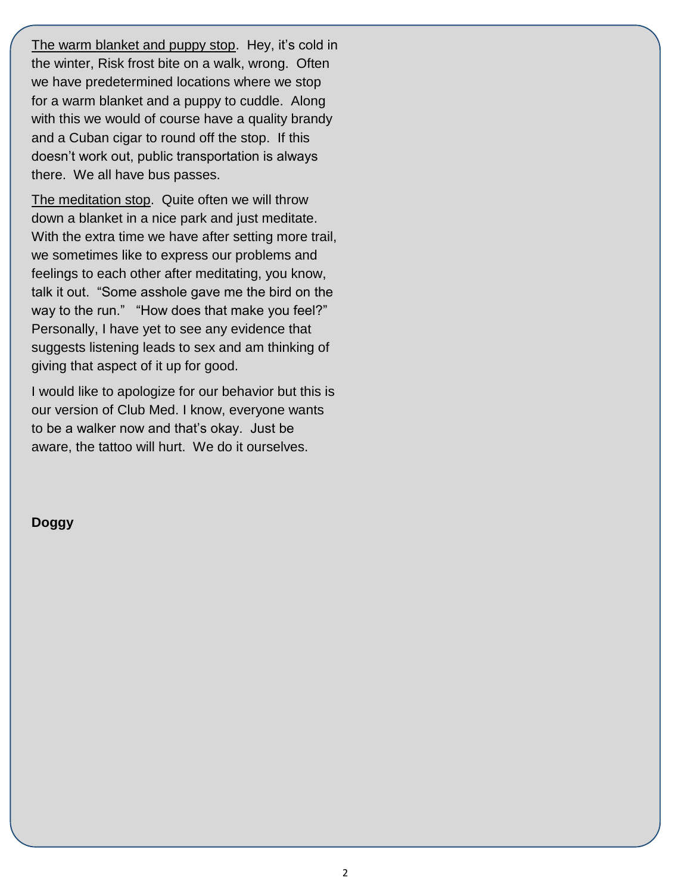<u>The warm blanket and puppy stop</u>. Hey, it's cold in the winter, Risk frost bite on a walk, wrong. Often we have predetermined locations where we stop for a warm blanket and a puppy to cuddle. Along with this we would of course have a quality brandy and a Cuban cigar to round off the stop. If this doesn't work out, public transportation is always there. We all have bus passes.

<u>The meditation stop</u>. Quite often we will throw down a blanket in a nice park and just meditate. With the extra time we have after setting more trail, we sometimes like to express our problems and feelings to each other after meditating, you know, talk it out. "Some asshole gave me the bird on the way to the run." "How does that make you feel?" Personally, I have yet to see any evidence that suggests listening leads to sex and am thinking of giving that aspect of it up for good.

I would like to apologize for our behavior but this is our version of Club Med. I know, everyone wants to be a walker now and that's okay. Just be aware, the tattoo will hurt. We do it ourselves.

**Doggy**